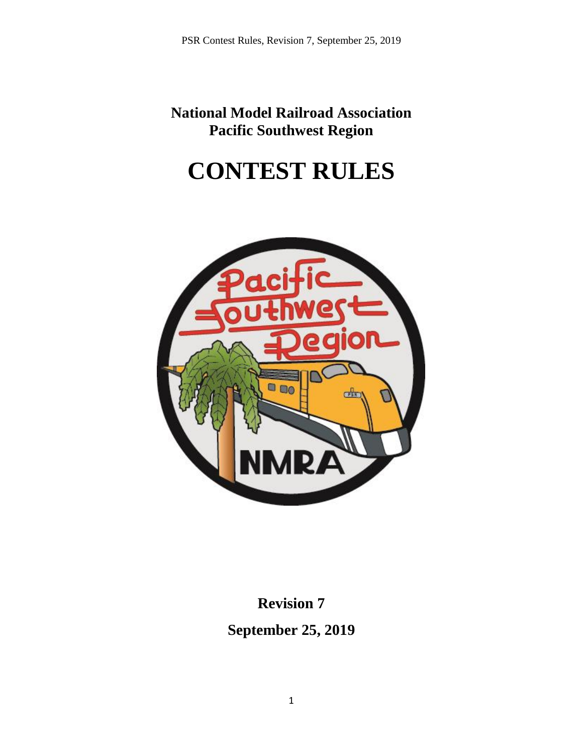**National Model Railroad Association**
**Pacific Southwest Region**

# CONTEST RULES

**Revision 7**

**September 25, 2019**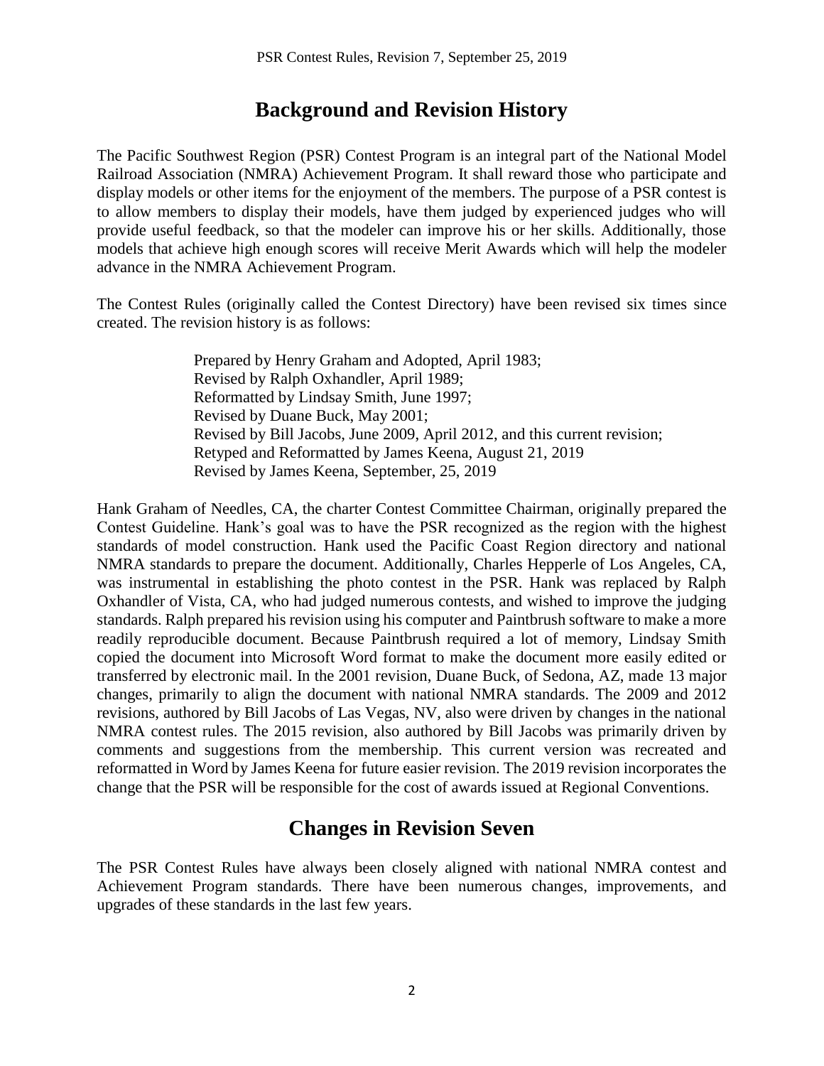# Background and Revision History

The Pacific Southwest Region (PSR) Contest Program is an integral part of the National Model Railroad Association (NMRA) Achievement Program. It shall reward those who participate and display models or other items for the enjoyment of the members. The purpose of a PSR contest is to allow members to display their models, have them judged by experienced judges who will provide useful feedback, so that the modeler can improve his or her skills. Additionally, those models that achieve high enough scores will receive Merit Awards which will help the modeler advance in the NMRA Achievement Program.

The Contest Rules (originally called the Contest Directory) have been revised six times since created. The revision history is as follows:

> Prepared by Henry Graham and Adopted, April 1983;
> Revised by Ralph Oxhandler, April 1989;
> Reformatted by Lindsay Smith, June 1997;
> Revised by Duane Buck, May 2001;
> Revised by Bill Jacobs, June 2009, April 2012, and this current revision;
> Retyped and Reformatted by James Keena, August 21, 2019
> Revised by James Keena, September, 25, 2019

Hank Graham of Needles, CA, the charter Contest Committee Chairman, originally prepared the Contest Guideline. Hank's goal was to have the PSR recognized as the region with the highest standards of model construction. Hank used the Pacific Coast Region directory and national NMRA standards to prepare the document. Additionally, Charles Hepperle of Los Angeles, CA, was instrumental in establishing the photo contest in the PSR. Hank was replaced by Ralph Oxhandler of Vista, CA, who had judged numerous contests, and wished to improve the judging standards. Ralph prepared his revision using his computer and Paintbrush software to make a more readily reproducible document. Because Paintbrush required a lot of memory, Lindsay Smith copied the document into Microsoft Word format to make the document more easily edited or transferred by electronic mail. In the 2001 revision, Duane Buck, of Sedona, AZ, made 13 major changes, primarily to align the document with national NMRA standards. The 2009 and 2012 revisions, authored by Bill Jacobs of Las Vegas, NV, also were driven by changes in the national NMRA contest rules. The 2015 revision, also authored by Bill Jacobs was primarily driven by comments and suggestions from the membership. This current version was recreated and reformatted in Word by James Keena for future easier revision. The 2019 revision incorporates the change that the PSR will be responsible for the cost of awards issued at Regional Conventions.

# Changes in Revision Seven

The PSR Contest Rules have always been closely aligned with national NMRA contest and Achievement Program standards. There have been numerous changes, improvements, and upgrades of these standards in the last few years.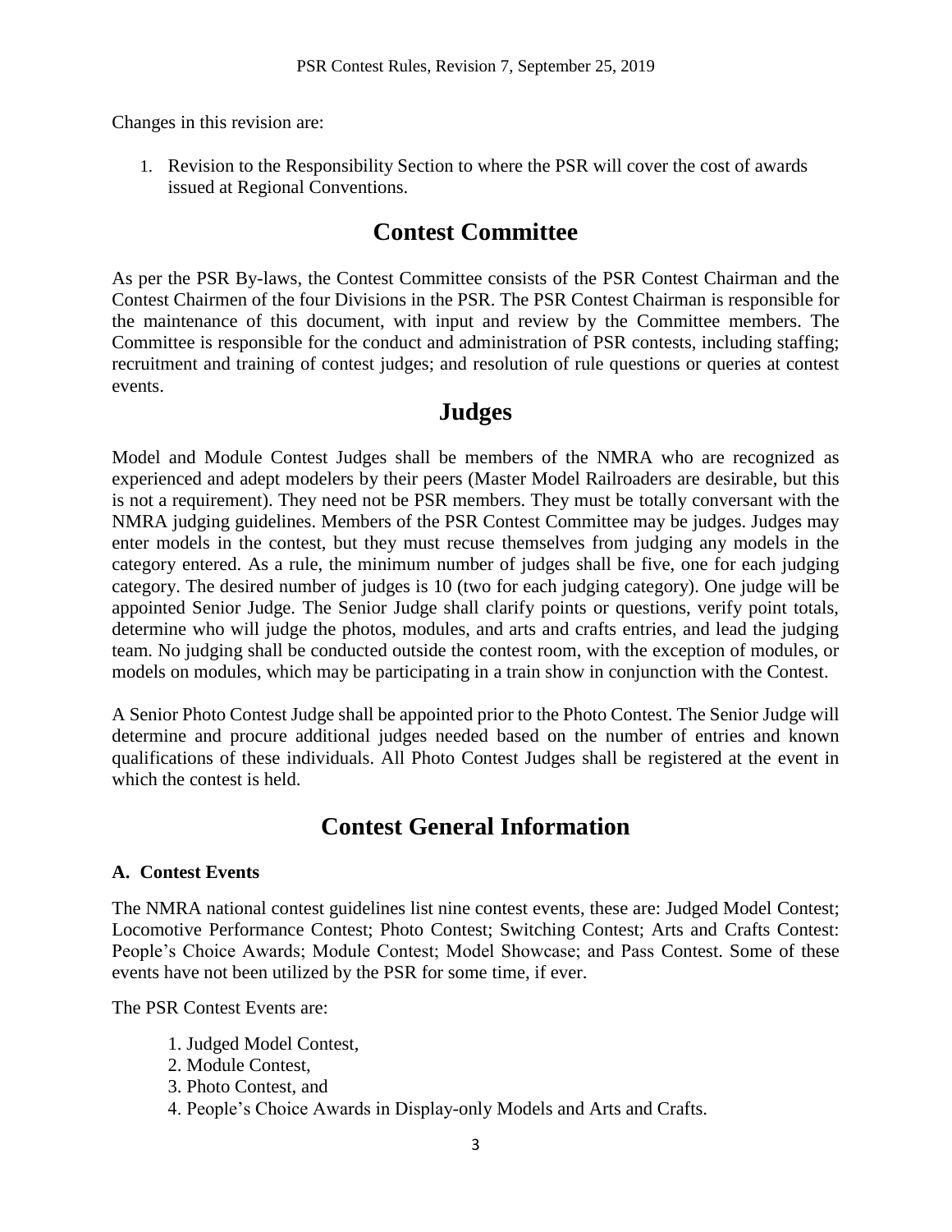Changes in this revision are:

1. Revision to the Responsibility Section to where the PSR will cover the cost of awards issued at Regional Conventions.

## Contest Committee

As per the PSR By-laws, the Contest Committee consists of the PSR Contest Chairman and the Contest Chairmen of the four Divisions in the PSR. The PSR Contest Chairman is responsible for the maintenance of this document, with input and review by the Committee members. The Committee is responsible for the conduct and administration of PSR contests, including staffing; recruitment and training of contest judges; and resolution of rule questions or queries at contest events.

## Judges

Model and Module Contest Judges shall be members of the NMRA who are recognized as experienced and adept modelers by their peers (Master Model Railroaders are desirable, but this is not a requirement). They need not be PSR members. They must be totally conversant with the NMRA judging guidelines. Members of the PSR Contest Committee may be judges. Judges may enter models in the contest, but they must recuse themselves from judging any models in the category entered. As a rule, the minimum number of judges shall be five, one for each judging category. The desired number of judges is 10 (two for each judging category). One judge will be appointed Senior Judge. The Senior Judge shall clarify points or questions, verify point totals, determine who will judge the photos, modules, and arts and crafts entries, and lead the judging team. No judging shall be conducted outside the contest room, with the exception of modules, or models on modules, which may be participating in a train show in conjunction with the Contest.

A Senior Photo Contest Judge shall be appointed prior to the Photo Contest. The Senior Judge will determine and procure additional judges needed based on the number of entries and known qualifications of these individuals. All Photo Contest Judges shall be registered at the event in which the contest is held.

## Contest General Information

### A. Contest Events

The NMRA national contest guidelines list nine contest events, these are: Judged Model Contest; Locomotive Performance Contest; Photo Contest; Switching Contest; Arts and Crafts Contest: People's Choice Awards; Module Contest; Model Showcase; and Pass Contest. Some of these events have not been utilized by the PSR for some time, if ever.

The PSR Contest Events are:

1. Judged Model Contest,
2. Module Contest,
3. Photo Contest, and
4. People's Choice Awards in Display-only Models and Arts and Crafts.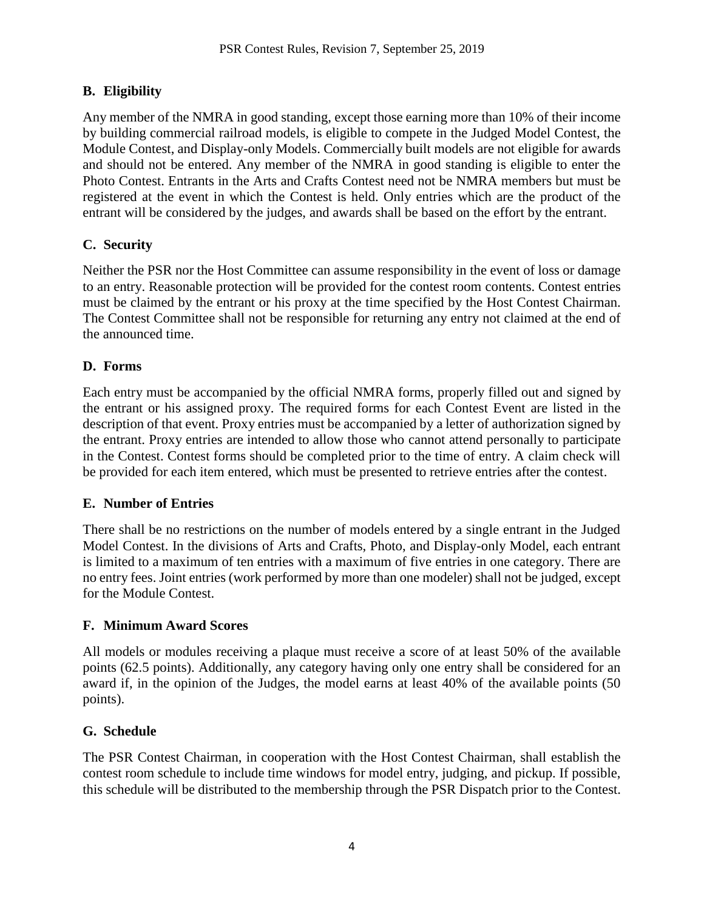### B. Eligibility

Any member of the NMRA in good standing, except those earning more than 10% of their income by building commercial railroad models, is eligible to compete in the Judged Model Contest, the Module Contest, and Display-only Models. Commercially built models are not eligible for awards and should not be entered. Any member of the NMRA in good standing is eligible to enter the Photo Contest. Entrants in the Arts and Crafts Contest need not be NMRA members but must be registered at the event in which the Contest is held. Only entries which are the product of the entrant will be considered by the judges, and awards shall be based on the effort by the entrant.

### C. Security

Neither the PSR nor the Host Committee can assume responsibility in the event of loss or damage to an entry. Reasonable protection will be provided for the contest room contents. Contest entries must be claimed by the entrant or his proxy at the time specified by the Host Contest Chairman. The Contest Committee shall not be responsible for returning any entry not claimed at the end of the announced time.

### D. Forms

Each entry must be accompanied by the official NMRA forms, properly filled out and signed by the entrant or his assigned proxy. The required forms for each Contest Event are listed in the description of that event. Proxy entries must be accompanied by a letter of authorization signed by the entrant. Proxy entries are intended to allow those who cannot attend personally to participate in the Contest. Contest forms should be completed prior to the time of entry. A claim check will be provided for each item entered, which must be presented to retrieve entries after the contest.

### E. Number of Entries

There shall be no restrictions on the number of models entered by a single entrant in the Judged Model Contest. In the divisions of Arts and Crafts, Photo, and Display-only Model, each entrant is limited to a maximum of ten entries with a maximum of five entries in one category. There are no entry fees. Joint entries (work performed by more than one modeler) shall not be judged, except for the Module Contest.

### F. Minimum Award Scores

All models or modules receiving a plaque must receive a score of at least 50% of the available points (62.5 points). Additionally, any category having only one entry shall be considered for an award if, in the opinion of the Judges, the model earns at least 40% of the available points (50 points).

### G. Schedule

The PSR Contest Chairman, in cooperation with the Host Contest Chairman, shall establish the contest room schedule to include time windows for model entry, judging, and pickup. If possible, this schedule will be distributed to the membership through the PSR Dispatch prior to the Contest.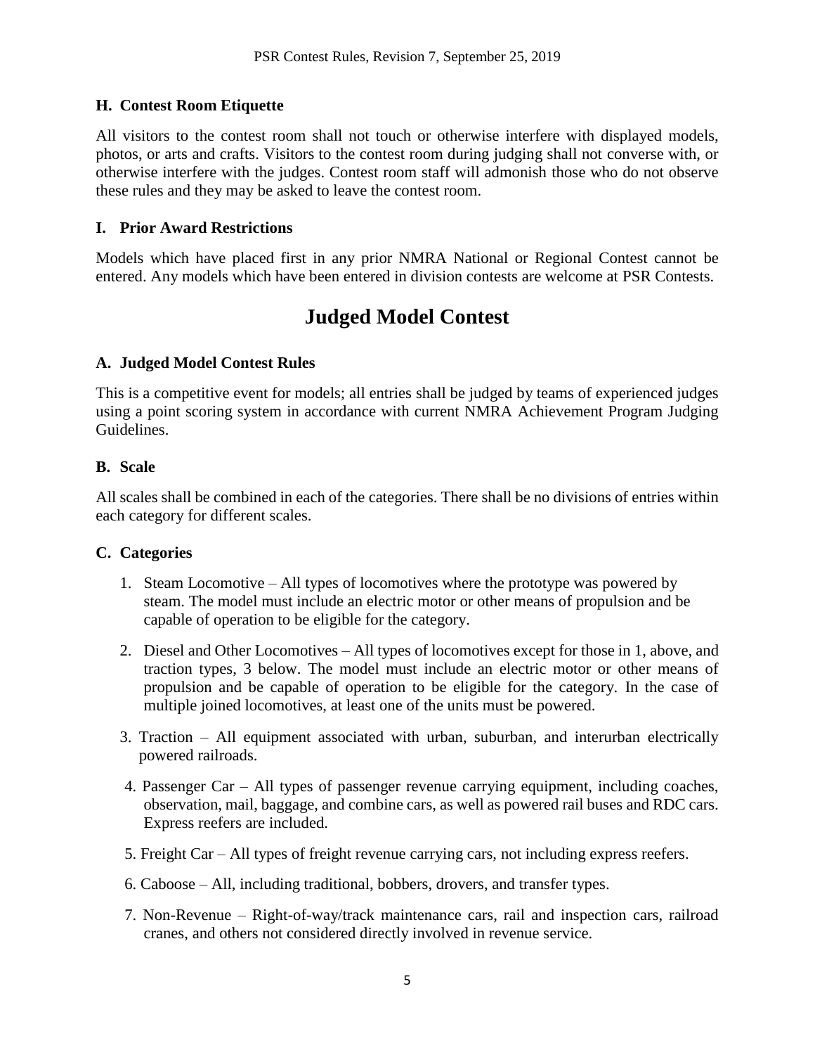### H. Contest Room Etiquette

All visitors to the contest room shall not touch or otherwise interfere with displayed models, photos, or arts and crafts. Visitors to the contest room during judging shall not converse with, or otherwise interfere with the judges. Contest room staff will admonish those who do not observe these rules and they may be asked to leave the contest room.

### I. Prior Award Restrictions

Models which have placed first in any prior NMRA National or Regional Contest cannot be entered. Any models which have been entered in division contests are welcome at PSR Contests.

## Judged Model Contest

### A. Judged Model Contest Rules

This is a competitive event for models; all entries shall be judged by teams of experienced judges using a point scoring system in accordance with current NMRA Achievement Program Judging Guidelines.

### B. Scale

All scales shall be combined in each of the categories. There shall be no divisions of entries within each category for different scales.

### C. Categories

1. Steam Locomotive – All types of locomotives where the prototype was powered by steam. The model must include an electric motor or other means of propulsion and be capable of operation to be eligible for the category.
2. Diesel and Other Locomotives – All types of locomotives except for those in 1, above, and traction types, 3 below. The model must include an electric motor or other means of propulsion and be capable of operation to be eligible for the category. In the case of multiple joined locomotives, at least one of the units must be powered.
3. Traction – All equipment associated with urban, suburban, and interurban electrically powered railroads.
4. Passenger Car – All types of passenger revenue carrying equipment, including coaches, observation, mail, baggage, and combine cars, as well as powered rail buses and RDC cars. Express reefers are included.
5. Freight Car – All types of freight revenue carrying cars, not including express reefers.
6. Caboose – All, including traditional, bobbers, drovers, and transfer types.
7. Non-Revenue – Right-of-way/track maintenance cars, rail and inspection cars, railroad cranes, and others not considered directly involved in revenue service.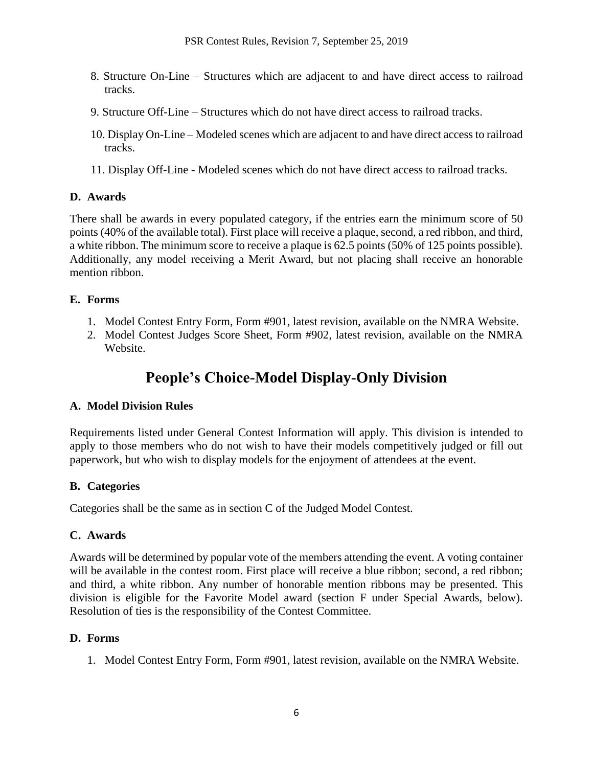8. Structure On-Line – Structures which are adjacent to and have direct access to railroad tracks.
9. Structure Off-Line – Structures which do not have direct access to railroad tracks.
10. Display On-Line – Modeled scenes which are adjacent to and have direct access to railroad tracks.
11. Display Off-Line - Modeled scenes which do not have direct access to railroad tracks.

### D. Awards

There shall be awards in every populated category, if the entries earn the minimum score of 50 points (40% of the available total). First place will receive a plaque, second, a red ribbon, and third, a white ribbon. The minimum score to receive a plaque is 62.5 points (50% of 125 points possible). Additionally, any model receiving a Merit Award, but not placing shall receive an honorable mention ribbon.

### E. Forms

1. Model Contest Entry Form, Form #901, latest revision, available on the NMRA Website.
2. Model Contest Judges Score Sheet, Form #902, latest revision, available on the NMRA Website.

## People's Choice-Model Display-Only Division

### A. Model Division Rules

Requirements listed under General Contest Information will apply. This division is intended to apply to those members who do not wish to have their models competitively judged or fill out paperwork, but who wish to display models for the enjoyment of attendees at the event.

### B. Categories

Categories shall be the same as in section C of the Judged Model Contest.

### C. Awards

Awards will be determined by popular vote of the members attending the event. A voting container will be available in the contest room. First place will receive a blue ribbon; second, a red ribbon; and third, a white ribbon. Any number of honorable mention ribbons may be presented. This division is eligible for the Favorite Model award (section F under Special Awards, below). Resolution of ties is the responsibility of the Contest Committee.

### D. Forms

1. Model Contest Entry Form, Form #901, latest revision, available on the NMRA Website.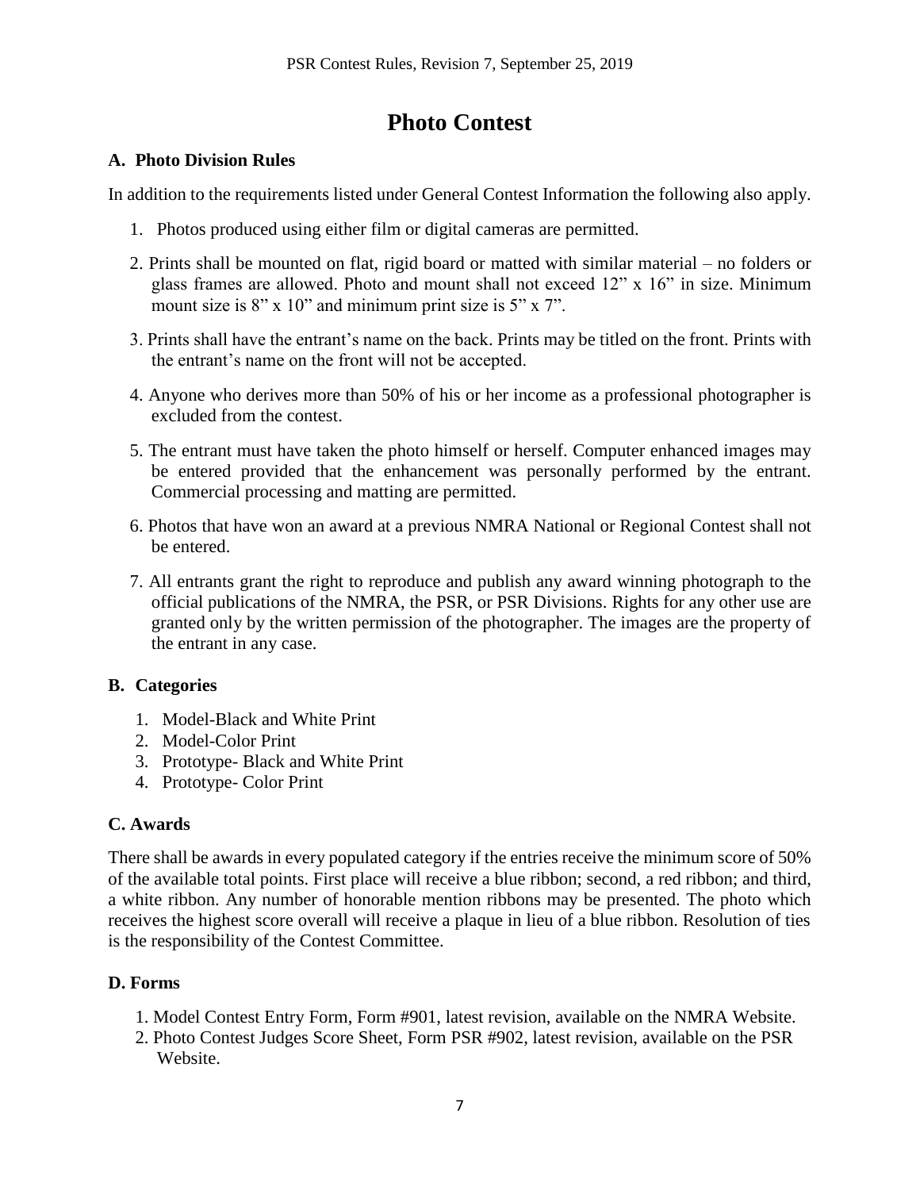# Photo Contest

### A. Photo Division Rules

In addition to the requirements listed under General Contest Information the following also apply.

1. Photos produced using either film or digital cameras are permitted.
2. Prints shall be mounted on flat, rigid board or matted with similar material – no folders or glass frames are allowed. Photo and mount shall not exceed 12" x 16" in size. Minimum mount size is 8" x 10" and minimum print size is 5" x 7".
3. Prints shall have the entrant's name on the back. Prints may be titled on the front. Prints with the entrant's name on the front will not be accepted.
4. Anyone who derives more than 50% of his or her income as a professional photographer is excluded from the contest.
5. The entrant must have taken the photo himself or herself. Computer enhanced images may be entered provided that the enhancement was personally performed by the entrant. Commercial processing and matting are permitted.
6. Photos that have won an award at a previous NMRA National or Regional Contest shall not be entered.
7. All entrants grant the right to reproduce and publish any award winning photograph to the official publications of the NMRA, the PSR, or PSR Divisions. Rights for any other use are granted only by the written permission of the photographer. The images are the property of the entrant in any case.

### B. Categories

1. Model-Black and White Print
2. Model-Color Print
3. Prototype- Black and White Print
4. Prototype- Color Print

### C. Awards

There shall be awards in every populated category if the entries receive the minimum score of 50% of the available total points. First place will receive a blue ribbon; second, a red ribbon; and third, a white ribbon. Any number of honorable mention ribbons may be presented. The photo which receives the highest score overall will receive a plaque in lieu of a blue ribbon. Resolution of ties is the responsibility of the Contest Committee.

### D. Forms

1. Model Contest Entry Form, Form #901, latest revision, available on the NMRA Website.
2. Photo Contest Judges Score Sheet, Form PSR #902, latest revision, available on the PSR Website.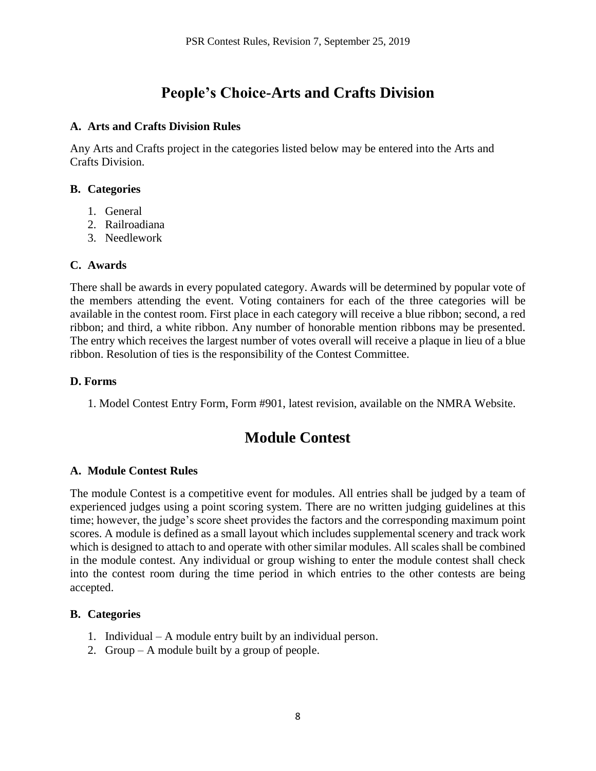# People's Choice-Arts and Crafts Division

### A. Arts and Crafts Division Rules

Any Arts and Crafts project in the categories listed below may be entered into the Arts and Crafts Division.

### B. Categories

1. General
2. Railroadiana
3. Needlework

### C. Awards

There shall be awards in every populated category. Awards will be determined by popular vote of the members attending the event. Voting containers for each of the three categories will be available in the contest room. First place in each category will receive a blue ribbon; second, a red ribbon; and third, a white ribbon. Any number of honorable mention ribbons may be presented. The entry which receives the largest number of votes overall will receive a plaque in lieu of a blue ribbon. Resolution of ties is the responsibility of the Contest Committee.

### D. Forms

1. Model Contest Entry Form, Form #901, latest revision, available on the NMRA Website.

# Module Contest

### A. Module Contest Rules

The module Contest is a competitive event for modules. All entries shall be judged by a team of experienced judges using a point scoring system. There are no written judging guidelines at this time; however, the judge's score sheet provides the factors and the corresponding maximum point scores. A module is defined as a small layout which includes supplemental scenery and track work which is designed to attach to and operate with other similar modules. All scales shall be combined in the module contest. Any individual or group wishing to enter the module contest shall check into the contest room during the time period in which entries to the other contests are being accepted.

### B. Categories

1. Individual – A module entry built by an individual person.
2. Group – A module built by a group of people.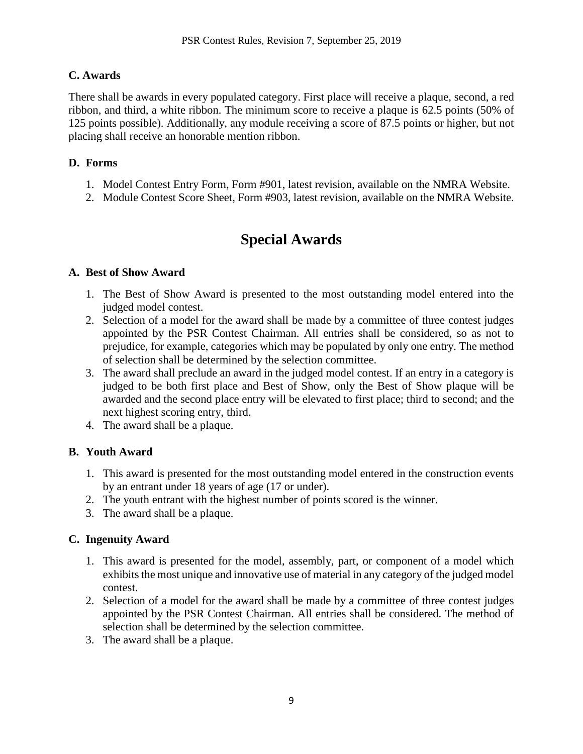### C. Awards

There shall be awards in every populated category. First place will receive a plaque, second, a red ribbon, and third, a white ribbon. The minimum score to receive a plaque is 62.5 points (50% of 125 points possible). Additionally, any module receiving a score of 87.5 points or higher, but not placing shall receive an honorable mention ribbon.

### D. Forms

1. Model Contest Entry Form, Form #901, latest revision, available on the NMRA Website.
2. Module Contest Score Sheet, Form #903, latest revision, available on the NMRA Website.

## Special Awards

### A. Best of Show Award

1. The Best of Show Award is presented to the most outstanding model entered into the judged model contest.
2. Selection of a model for the award shall be made by a committee of three contest judges appointed by the PSR Contest Chairman. All entries shall be considered, so as not to prejudice, for example, categories which may be populated by only one entry. The method of selection shall be determined by the selection committee.
3. The award shall preclude an award in the judged model contest. If an entry in a category is judged to be both first place and Best of Show, only the Best of Show plaque will be awarded and the second place entry will be elevated to first place; third to second; and the next highest scoring entry, third.
4. The award shall be a plaque.

### B. Youth Award

1. This award is presented for the most outstanding model entered in the construction events by an entrant under 18 years of age (17 or under).
2. The youth entrant with the highest number of points scored is the winner.
3. The award shall be a plaque.

### C. Ingenuity Award

1. This award is presented for the model, assembly, part, or component of a model which exhibits the most unique and innovative use of material in any category of the judged model contest.
2. Selection of a model for the award shall be made by a committee of three contest judges appointed by the PSR Contest Chairman. All entries shall be considered. The method of selection shall be determined by the selection committee.
3. The award shall be a plaque.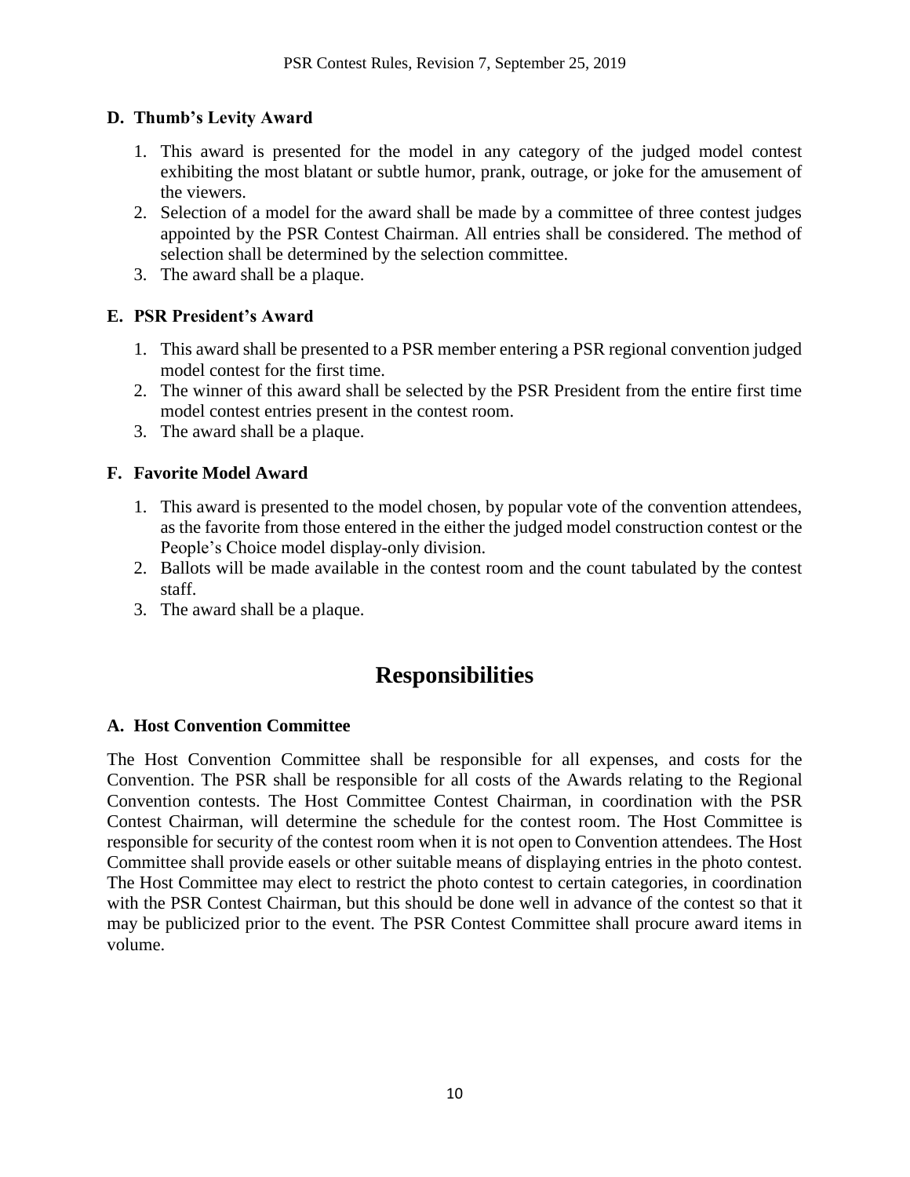### D. Thumb's Levity Award

1. This award is presented for the model in any category of the judged model contest exhibiting the most blatant or subtle humor, prank, outrage, or joke for the amusement of the viewers.
2. Selection of a model for the award shall be made by a committee of three contest judges appointed by the PSR Contest Chairman. All entries shall be considered. The method of selection shall be determined by the selection committee.
3. The award shall be a plaque.

### E. PSR President's Award

1. This award shall be presented to a PSR member entering a PSR regional convention judged model contest for the first time.
2. The winner of this award shall be selected by the PSR President from the entire first time model contest entries present in the contest room.
3. The award shall be a plaque.

### F. Favorite Model Award

1. This award is presented to the model chosen, by popular vote of the convention attendees, as the favorite from those entered in the either the judged model construction contest or the People's Choice model display-only division.
2. Ballots will be made available in the contest room and the count tabulated by the contest staff.
3. The award shall be a plaque.

## Responsibilities

### A. Host Convention Committee

The Host Convention Committee shall be responsible for all expenses, and costs for the Convention. The PSR shall be responsible for all costs of the Awards relating to the Regional Convention contests. The Host Committee Contest Chairman, in coordination with the PSR Contest Chairman, will determine the schedule for the contest room. The Host Committee is responsible for security of the contest room when it is not open to Convention attendees. The Host Committee shall provide easels or other suitable means of displaying entries in the photo contest. The Host Committee may elect to restrict the photo contest to certain categories, in coordination with the PSR Contest Chairman, but this should be done well in advance of the contest so that it may be publicized prior to the event. The PSR Contest Committee shall procure award items in volume.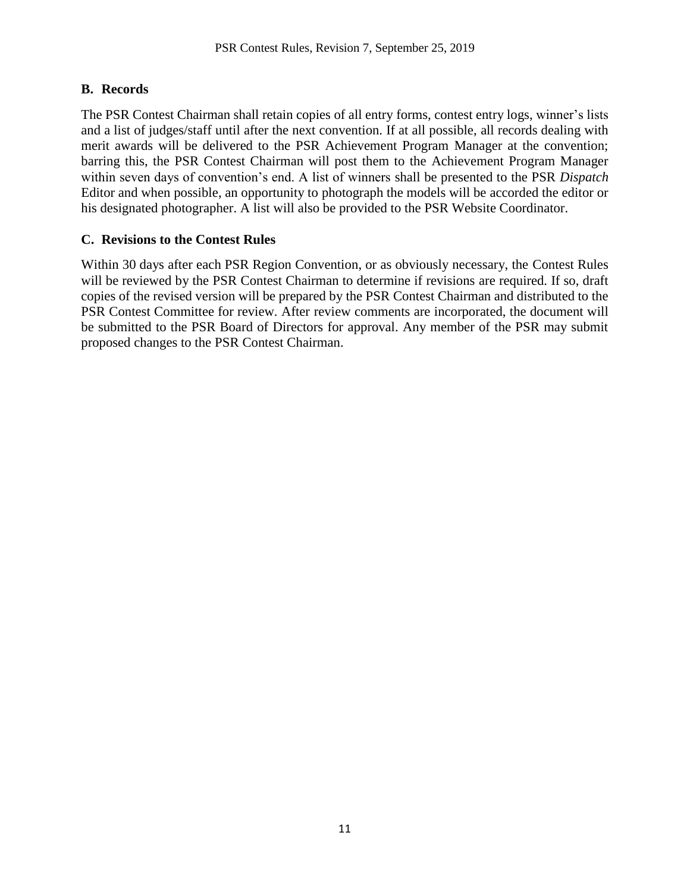## B. Records

The PSR Contest Chairman shall retain copies of all entry forms, contest entry logs, winner's lists and a list of judges/staff until after the next convention. If at all possible, all records dealing with merit awards will be delivered to the PSR Achievement Program Manager at the convention; barring this, the PSR Contest Chairman will post them to the Achievement Program Manager within seven days of convention's end. A list of winners shall be presented to the PSR *Dispatch* Editor and when possible, an opportunity to photograph the models will be accorded the editor or his designated photographer. A list will also be provided to the PSR Website Coordinator.

## C. Revisions to the Contest Rules

Within 30 days after each PSR Region Convention, or as obviously necessary, the Contest Rules will be reviewed by the PSR Contest Chairman to determine if revisions are required. If so, draft copies of the revised version will be prepared by the PSR Contest Chairman and distributed to the PSR Contest Committee for review. After review comments are incorporated, the document will be submitted to the PSR Board of Directors for approval. Any member of the PSR may submit proposed changes to the PSR Contest Chairman.